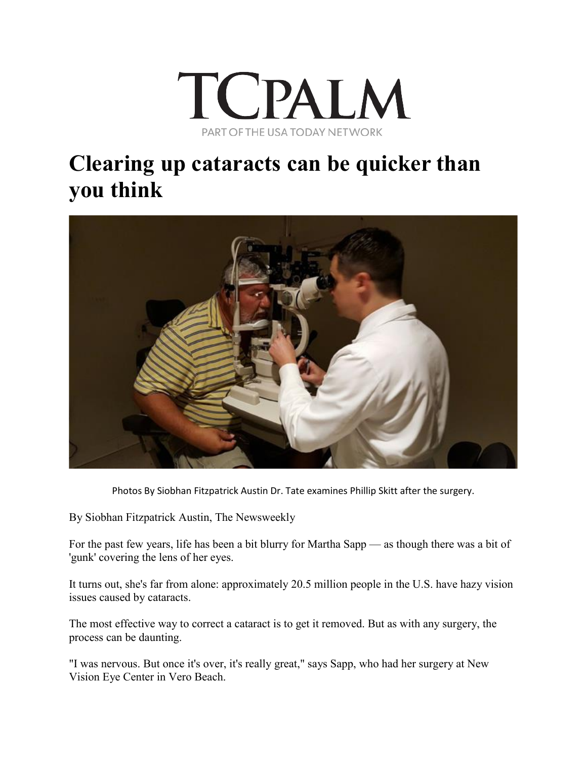TCPALM

PART OF THE USA TODAY NETWORK

# Clearing up cataracts can be quicker than you think

Photos By Siobhan Fitzpatrick Austin Dr. Tate examines Phillip Skitt after the surgery.

By Siobhan Fitzpatrick Austin, The Newsweekly

For the past few years, life has been a bit blurry for Martha Sapp — as though there was a bit of 'gunk' covering the lens of her eyes.

It turns out, she's far from alone: approximately 20.5 million people in the U.S. have hazy vision issues caused by cataracts.

The most effective way to correct a cataract is to get it removed. But as with any surgery, the process can be daunting.

"I was nervous. But once it's over, it's really great," says Sapp, who had her surgery at New Vision Eye Center in Vero Beach.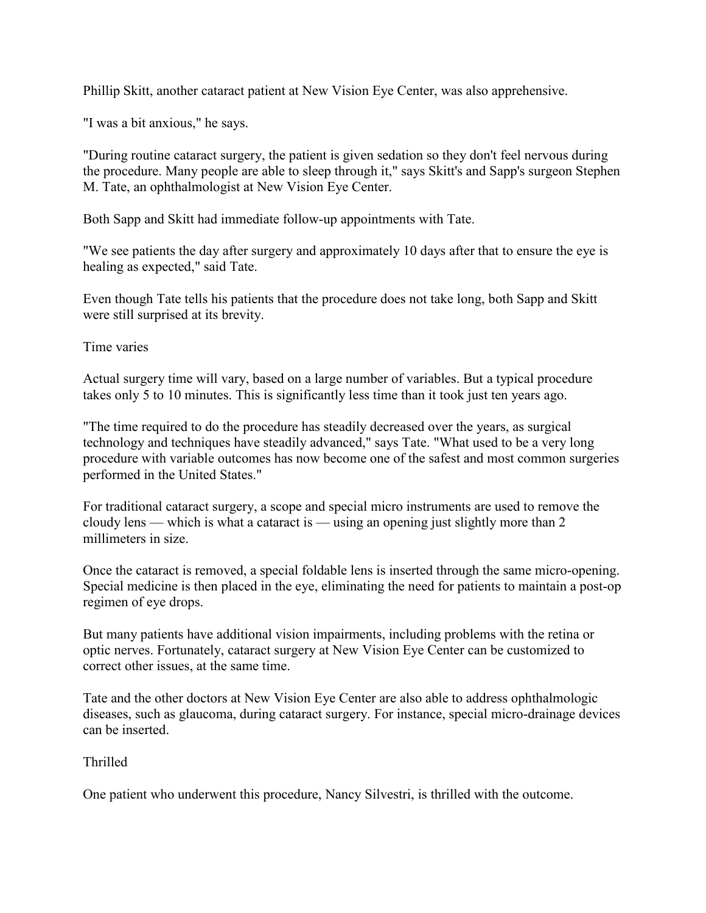Phillip Skitt, another cataract patient at New Vision Eye Center, was also apprehensive.

"I was a bit anxious," he says.

"During routine cataract surgery, the patient is given sedation so they don't feel nervous during the procedure. Many people are able to sleep through it," says Skitt's and Sapp's surgeon Stephen M. Tate, an ophthalmologist at New Vision Eye Center.

Both Sapp and Skitt had immediate follow-up appointments with Tate.

"We see patients the day after surgery and approximately 10 days after that to ensure the eye is healing as expected," said Tate.

Even though Tate tells his patients that the procedure does not take long, both Sapp and Skitt were still surprised at its brevity.

## Time varies

Actual surgery time will vary, based on a large number of variables. But a typical procedure takes only 5 to 10 minutes. This is significantly less time than it took just ten years ago.

"The time required to do the procedure has steadily decreased over the years, as surgical technology and techniques have steadily advanced," says Tate. "What used to be a very long procedure with variable outcomes has now become one of the safest and most common surgeries performed in the United States."

For traditional cataract surgery, a scope and special micro instruments are used to remove the cloudy lens — which is what a cataract is — using an opening just slightly more than 2 millimeters in size.

Once the cataract is removed, a special foldable lens is inserted through the same micro-opening. Special medicine is then placed in the eye, eliminating the need for patients to maintain a post-op regimen of eye drops.

But many patients have additional vision impairments, including problems with the retina or optic nerves. Fortunately, cataract surgery at New Vision Eye Center can be customized to correct other issues, at the same time.

Tate and the other doctors at New Vision Eye Center are also able to address ophthalmologic diseases, such as glaucoma, during cataract surgery. For instance, special micro-drainage devices can be inserted.

## Thrilled

One patient who underwent this procedure, Nancy Silvestri, is thrilled with the outcome.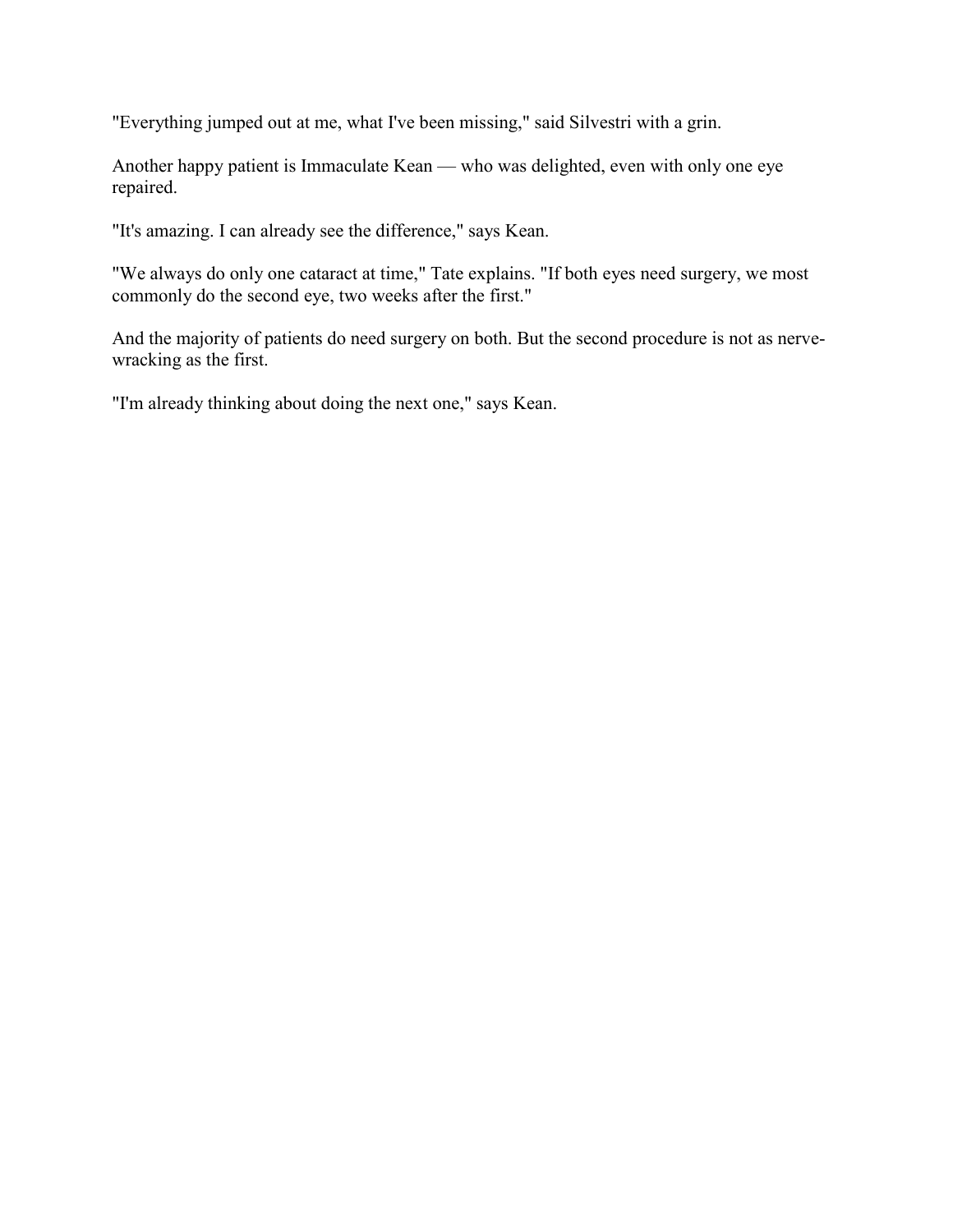"Everything jumped out at me, what I've been missing," said Silvestri with a grin.

Another happy patient is Immaculate Kean — who was delighted, even with only one eye repaired.

"It's amazing. I can already see the difference," says Kean.

"We always do only one cataract at time," Tate explains. "If both eyes need surgery, we most commonly do the second eye, two weeks after the first."

And the majority of patients do need surgery on both. But the second procedure is not as nerve-wracking as the first.

"I'm already thinking about doing the next one," says Kean.